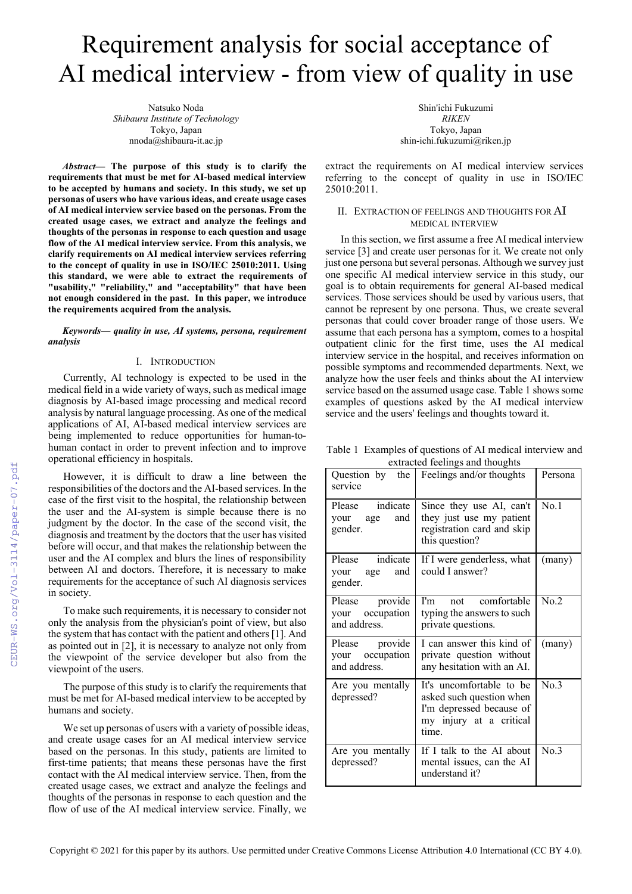# Requirement analysis for social acceptance of AI medical interview - from view of quality in use

Natsuko Noda
*Shibaura Institute of Technology*
Tokyo, Japan
nnoda@shibaura-it.ac.jp

Shin'ichi Fukuzumi
*RIKEN*
Tokyo, Japan
shin-ichi.fukuzumi@riken.jp

***Abstract*— The purpose of this study is to clarify the requirements that must be met for AI-based medical interview to be accepted by humans and society. In this study, we set up personas of users who have various ideas, and create usage cases of AI medical interview service based on the personas. From the created usage cases, we extract and analyze the feelings and thoughts of the personas in response to each question and usage flow of the AI medical interview service. From this analysis, we clarify requirements on AI medical interview services referring to the concept of quality in use in ISO/IEC 25010:2011. Using this standard, we were able to extract the requirements of "usability," "reliability," and "acceptability" that have been not enough considered in the past. In this paper, we introduce the requirements acquired from the analysis.**

***Keywords*— quality in use, AI systems, persona, requirement analysis**

## I. Introduction

Currently, AI technology is expected to be used in the medical field in a wide variety of ways, such as medical image diagnosis by AI-based image processing and medical record analysis by natural language processing. As one of the medical applications of AI, AI-based medical interview services are being implemented to reduce opportunities for human-to-human contact in order to prevent infection and to improve operational efficiency in hospitals.

However, it is difficult to draw a line between the responsibilities of the doctors and the AI-based services. In the case of the first visit to the hospital, the relationship between the user and the AI-system is simple because there is no judgment by the doctor. In the case of the second visit, the diagnosis and treatment by the doctors that the user has visited before will occur, and that makes the relationship between the user and the AI complex and blurs the lines of responsibility between AI and doctors. Therefore, it is necessary to make requirements for the acceptance of such AI diagnosis services in society.

To make such requirements, it is necessary to consider not only the analysis from the physician's point of view, but also the system that has contact with the patient and others [1]. And as pointed out in [2], it is necessary to analyze not only from the viewpoint of the service developer but also from the viewpoint of the users.

The purpose of this study is to clarify the requirements that must be met for AI-based medical interview to be accepted by humans and society.

We set up personas of users with a variety of possible ideas, and create usage cases for an AI medical interview service based on the personas. In this study, patients are limited to first-time patients; that means these personas have the first contact with the AI medical interview service. Then, from the created usage cases, we extract and analyze the feelings and thoughts of the personas in response to each question and the flow of use of the AI medical interview service. Finally, we extract the requirements on AI medical interview services referring to the concept of quality in use in ISO/IEC 25010:2011.

## II. Extraction of feelings and thoughts for AI medical interview

In this section, we first assume a free AI medical interview service [3] and create user personas for it. We create not only just one persona but several personas. Although we survey just one specific AI medical interview service in this study, our goal is to obtain requirements for general AI-based medical services. Those services should be used by various users, that cannot be represent by one persona. Thus, we create several personas that could cover broader range of those users. We assume that each persona has a symptom, comes to a hospital outpatient clinic for the first time, uses the AI medical interview service in the hospital, and receives information on possible symptoms and recommended departments. Next, we analyze how the user feels and thinks about the AI interview service based on the assumed usage case. Table 1 shows some examples of questions asked by the AI medical interview service and the users' feelings and thoughts toward it.

Table 1 Examples of questions of AI medical interview and extracted feelings and thoughts

| Question by the service | Feelings and/or thoughts | Persona |
|---|---|---|
| Please indicate your age and gender. | Since they use AI, can't they just use my patient registration card and skip this question? | No.1 |
| Please indicate your age and gender. | If I were genderless, what could I answer? | (many) |
| Please provide your occupation and address. | I'm not comfortable typing the answers to such private questions. | No.2 |
| Please provide your occupation and address. | I can answer this kind of private question without any hesitation with an AI. | (many) |
| Are you mentally depressed? | It's uncomfortable to be asked such question when I'm depressed because of my injury at a critical time. | No.3 |
| Are you mentally depressed? | If I talk to the AI about mental issues, can the AI understand it? | No.3 |

Copyright © 2021 for this paper by its authors. Use permitted under Creative Commons License Attribution 4.0 International (CC BY 4.0).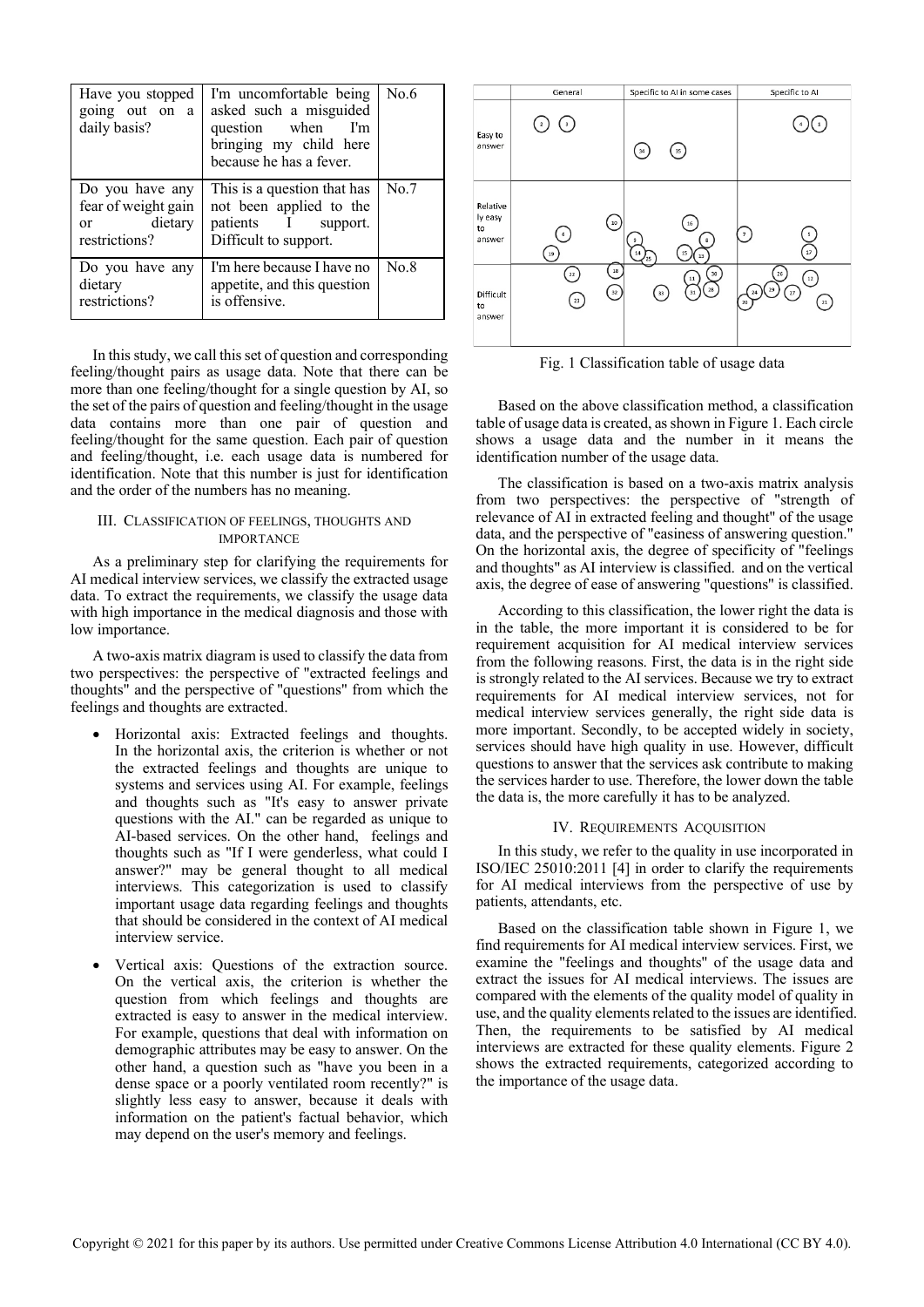| Have you stopped going out on a daily basis? | I'm uncomfortable being asked such a misguided question when I'm bringing my child here because he has a fever. | No.6 |
|---|---|---|
| Do you have any fear of weight gain or dietary restrictions? | This is a question that has not been applied to the patients I support. Difficult to support. | No.7 |
| Do you have any dietary restrictions? | I'm here because I have no appetite, and this question is offensive. | No.8 |

In this study, we call this set of question and corresponding feeling/thought pairs as usage data. Note that there can be more than one feeling/thought for a single question by AI, so the set of the pairs of question and feeling/thought in the usage data contains more than one pair of question and feeling/thought for the same question. Each pair of question and feeling/thought, i.e. each usage data is numbered for identification. Note that this number is just for identification and the order of the numbers has no meaning.

## III. Classification of Feelings, Thoughts and Importance

As a preliminary step for clarifying the requirements for AI medical interview services, we classify the extracted usage data. To extract the requirements, we classify the usage data with high importance in the medical diagnosis and those with low importance.

A two-axis matrix diagram is used to classify the data from two perspectives: the perspective of "extracted feelings and thoughts" and the perspective of "questions" from which the feelings and thoughts are extracted.

- Horizontal axis: Extracted feelings and thoughts. In the horizontal axis, the criterion is whether or not the extracted feelings and thoughts are unique to systems and services using AI. For example, feelings and thoughts such as "It's easy to answer private questions with the AI." can be regarded as unique to AI-based services. On the other hand, feelings and thoughts such as "If I were genderless, what could I answer?" may be general thought to all medical interviews. This categorization is used to classify important usage data regarding feelings and thoughts that should be considered in the context of AI medical interview service.

- Vertical axis: Questions of the extraction source. On the vertical axis, the criterion is whether the question from which feelings and thoughts are extracted is easy to answer in the medical interview. For example, questions that deal with information on demographic attributes may be easy to answer. On the other hand, a question such as "have you been in a dense space or a poorly ventilated room recently?" is slightly less easy to answer, because it deals with information on the patient's factual behavior, which may depend on the user's memory and feelings.

Fig. 1 Classification table of usage data

Based on the above classification method, a classification table of usage data is created, as shown in Figure 1. Each circle shows a usage data and the number in it means the identification number of the usage data.

The classification is based on a two-axis matrix analysis from two perspectives: the perspective of "strength of relevance of AI in extracted feeling and thought" of the usage data, and the perspective of "easiness of answering question." On the horizontal axis, the degree of specificity of "feelings and thoughts" as AI interview is classified. and on the vertical axis, the degree of ease of answering "questions" is classified.

According to this classification, the lower right the data is in the table, the more important it is considered to be for requirement acquisition for AI medical interview services from the following reasons. First, the data is in the right side is strongly related to the AI services. Because we try to extract requirements for AI medical interview services, not for medical interview services generally, the right side data is more important. Secondly, to be accepted widely in society, services should have high quality in use. However, difficult questions to answer that the services ask contribute to making the services harder to use. Therefore, the lower down the table the data is, the more carefully it has to be analyzed.

## IV. Requirements Acquisition

In this study, we refer to the quality in use incorporated in ISO/IEC 25010:2011 [4] in order to clarify the requirements for AI medical interviews from the perspective of use by patients, attendants, etc.

Based on the classification table shown in Figure 1, we find requirements for AI medical interview services. First, we examine the "feelings and thoughts" of the usage data and extract the issues for AI medical interviews. The issues are compared with the elements of the quality model of quality in use, and the quality elements related to the issues are identified. Then, the requirements to be satisfied by AI medical interviews are extracted for these quality elements. Figure 2 shows the extracted requirements, categorized according to the importance of the usage data.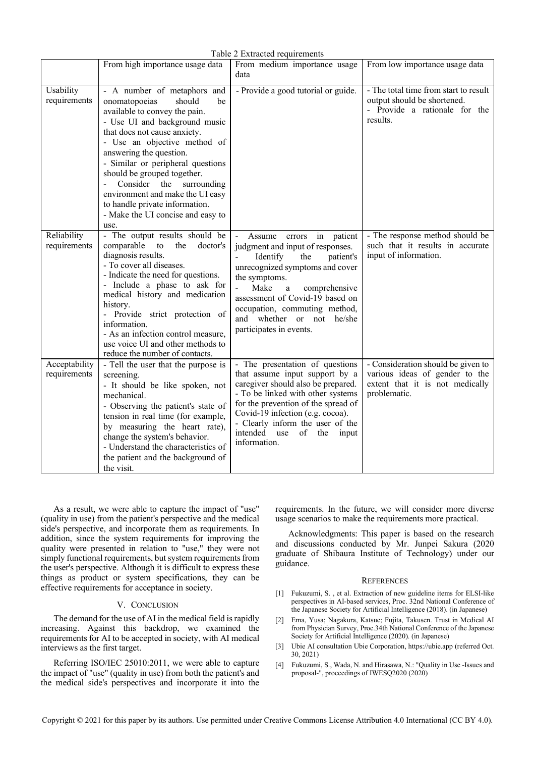Table 2 Extracted requirements

| | From high importance usage data | From medium importance usage data | From low importance usage data |
|---|---|---|---|
| Usability requirements | - A number of metaphors and onomatopoeias should be available to convey the pain.<br>- Use UI and background music that does not cause anxiety.<br>- Use an objective method of answering the question.<br>- Similar or peripheral questions should be grouped together.<br>- Consider the surrounding environment and make the UI easy to handle private information.<br>- Make the UI concise and easy to use. | - Provide a good tutorial or guide. | - The total time from start to result output should be shortened.<br>- Provide a rationale for the results. |
| Reliability requirements | - The output results should be comparable to the doctor's diagnosis results.<br>- To cover all diseases.<br>- Indicate the need for questions.<br>- Include a phase to ask for medical history and medication history.<br>- Provide strict protection of information.<br>- As an infection control measure, use voice UI and other methods to reduce the number of contacts. | - Assume errors in patient judgment and input of responses.<br>- Identify the patient's unrecognized symptoms and cover the symptoms.<br>- Make a comprehensive assessment of Covid-19 based on occupation, commuting method, and whether or not he/she participates in events. | - The response method should be such that it results in accurate input of information. |
| Acceptability requirements | - Tell the user that the purpose is screening.<br>- It should be like spoken, not mechanical.<br>- Observing the patient's state of tension in real time (for example, by measuring the heart rate), change the system's behavior.<br>- Understand the characteristics of the patient and the background of the visit. | - The presentation of questions that assume input support by a caregiver should also be prepared.<br>- To be linked with other systems for the prevention of the spread of Covid-19 infection (e.g. cocoa).<br>- Clearly inform the user of the intended use of the input information. | - Consideration should be given to various ideas of gender to the extent that it is not medically problematic. |

As a result, we were able to capture the impact of "use" (quality in use) from the patient's perspective and the medical side's perspective, and incorporate them as requirements. In addition, since the system requirements for improving the quality were presented in relation to "use," they were not simply functional requirements, but system requirements from the user's perspective. Although it is difficult to express these things as product or system specifications, they can be effective requirements for acceptance in society.

## V. Conclusion

The demand for the use of AI in the medical field is rapidly increasing. Against this backdrop, we examined the requirements for AI to be accepted in society, with AI medical interviews as the first target.

Referring ISO/IEC 25010:2011, we were able to capture the impact of "use" (quality in use) from both the patient's and the medical side's perspectives and incorporate it into the requirements. In the future, we will consider more diverse usage scenarios to make the requirements more practical.

Acknowledgments: This paper is based on the research and discussions conducted by Mr. Junpei Sakura (2020 graduate of Shibaura Institute of Technology) under our guidance.

## References

[1] Fukuzumi, S. , et al. Extraction of new guideline items for ELSI-like perspectives in AI-based services, Proc. 32nd National Conference of the Japanese Society for Artificial Intelligence (2018). (in Japanese)

[2] Ema, Yusa; Nagakura, Katsue; Fujita, Takusen. Trust in Medical AI from Physician Survey, Proc.34th National Conference of the Japanese Society for Artificial Intelligence (2020). (in Japanese)

[3] Ubie AI consultation Ubie Corporation, https://ubie.app (referred Oct. 30, 2021)

[4] Fukuzumi, S., Wada, N. and Hirasawa, N.: "Quality in Use -Issues and proposal-", proceedings of IWESQ2020 (2020)

Copyright © 2021 for this paper by its authors. Use permitted under Creative Commons License Attribution 4.0 International (CC BY 4.0).